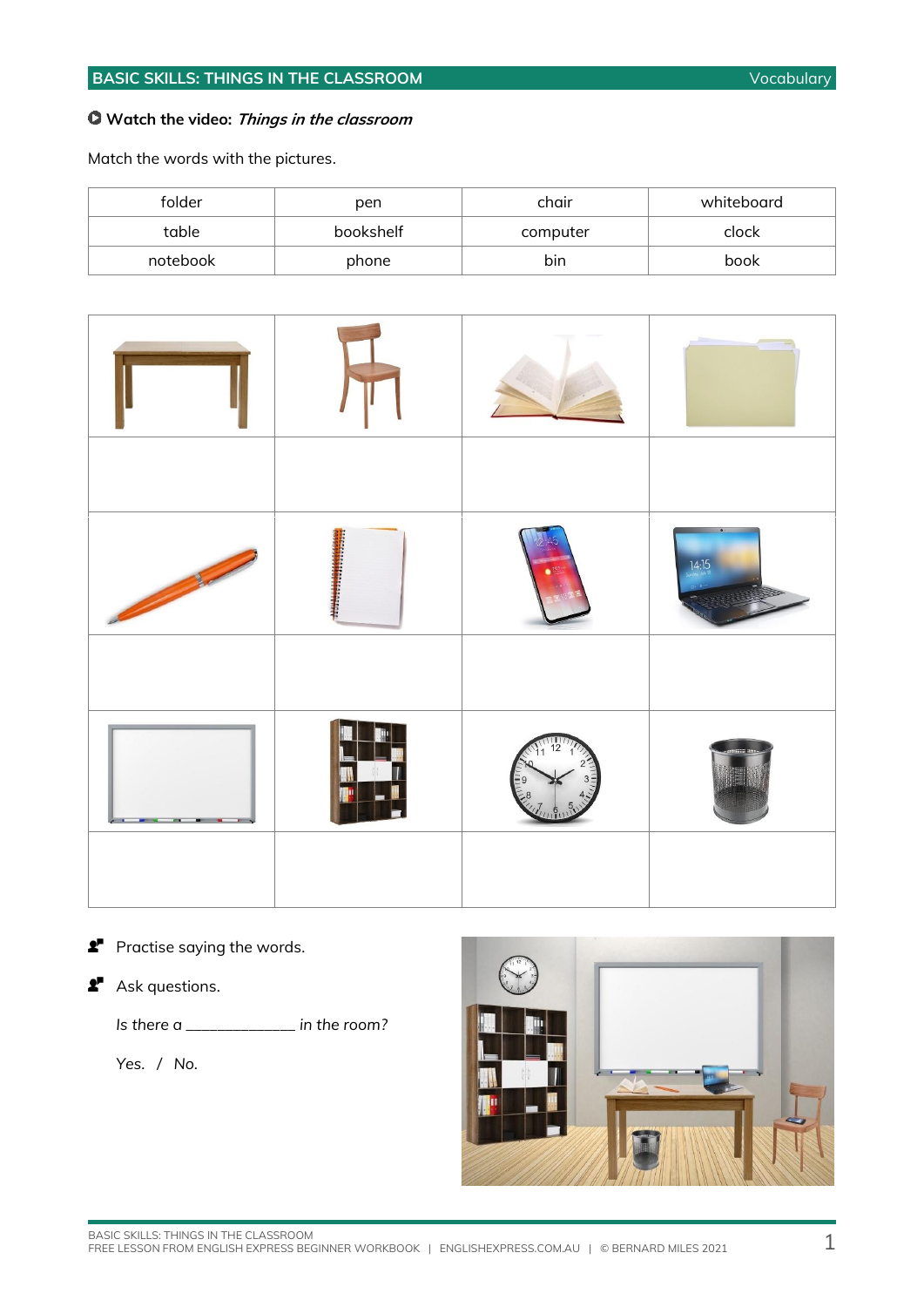## BASIC SKILLS: THINGS IN THE CLASSROOM

Vocabulary

**Watch the video:** ***Things in the classroom***

Match the words with the pictures.

| folder | pen | chair | whiteboard |
|---|---|---|---|
| table | bookshelf | computer | clock |
| notebook | phone | bin | book |

Practise saying the words.

Ask questions.

*Is there a _____________ in the room?*

*Yes. / No.*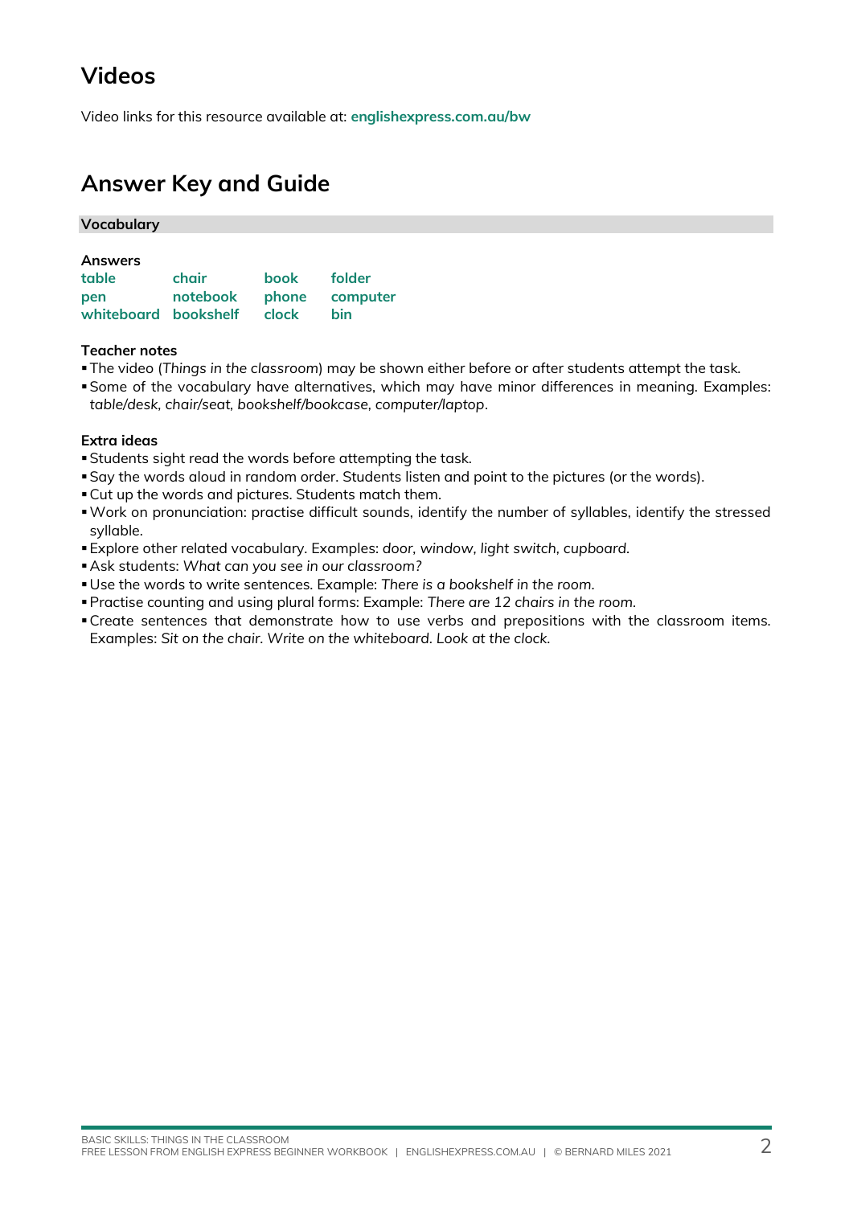# Videos

Video links for this resource available at: **englishexpress.com.au/bw**

# Answer Key and Guide

## Vocabulary

**Answers**

| | | | |
|---|---|---|---|
| table | chair | book | folder |
| pen | notebook | phone | computer |
| whiteboard | bookshelf | clock | bin |

**Teacher notes**

- The video (*Things in the classroom*) may be shown either before or after students attempt the task.
- Some of the vocabulary have alternatives, which may have minor differences in meaning. Examples: *table/desk, chair/seat, bookshelf/bookcase, computer/laptop*.

**Extra ideas**

- Students sight read the words before attempting the task.
- Say the words aloud in random order. Students listen and point to the pictures (or the words).
- Cut up the words and pictures. Students match them.
- Work on pronunciation: practise difficult sounds, identify the number of syllables, identify the stressed syllable.
- Explore other related vocabulary. Examples: *door, window, light switch, cupboard.*
- Ask students: *What can you see in our classroom?*
- Use the words to write sentences. Example: *There is a bookshelf in the room.*
- Practise counting and using plural forms: Example: *There are 12 chairs in the room.*
- Create sentences that demonstrate how to use verbs and prepositions with the classroom items. Examples: *Sit on the chair. Write on the whiteboard. Look at the clock.*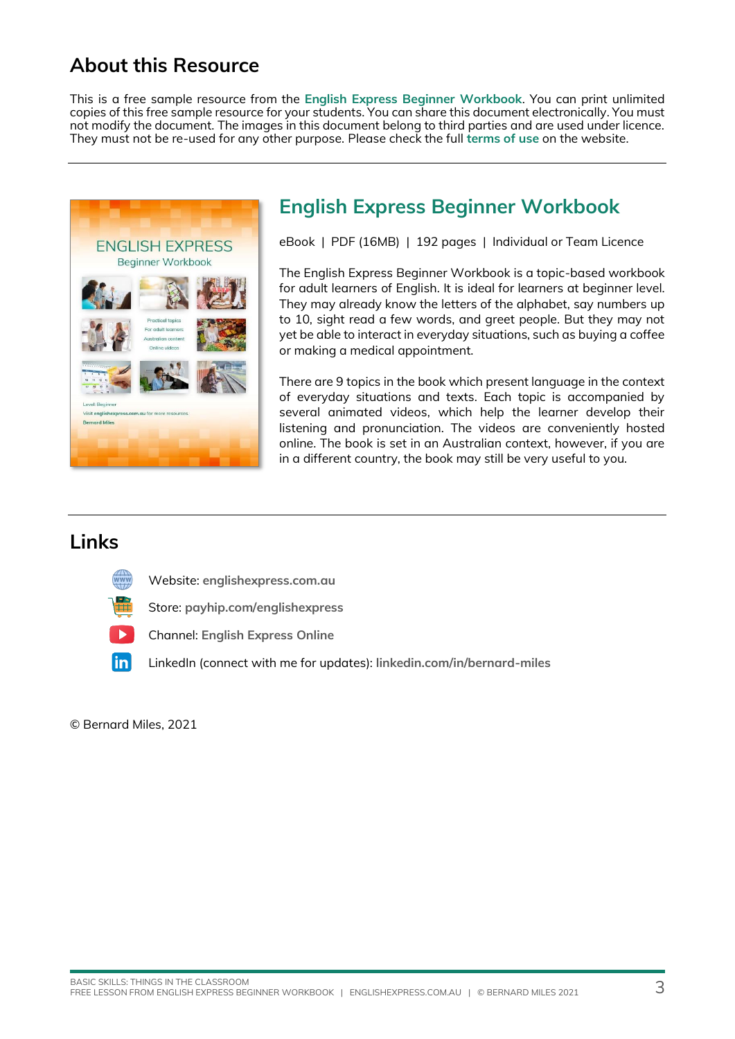## About this Resource

This is a free sample resource from the **English Express Beginner Workbook**. You can print unlimited copies of this free sample resource for your students. You can share this document electronically. You must not modify the document. The images in this document belong to third parties and are used under licence. They must not be re-used for any other purpose. Please check the full **terms of use** on the website.

## English Express Beginner Workbook

eBook | PDF (16MB) | 192 pages | Individual or Team Licence

The English Express Beginner Workbook is a topic-based workbook for adult learners of English. It is ideal for learners at beginner level. They may already know the letters of the alphabet, say numbers up to 10, sight read a few words, and greet people. But they may not yet be able to interact in everyday situations, such as buying a coffee or making a medical appointment.

There are 9 topics in the book which present language in the context of everyday situations and texts. Each topic is accompanied by several animated videos, which help the learner develop their listening and pronunciation. The videos are conveniently hosted online. The book is set in an Australian context, however, if you are in a different country, the book may still be very useful to you.

## Links

- Website: **englishexpress.com.au**
- Store: **payhip.com/englishexpress**
- Channel: **English Express Online**
- LinkedIn (connect with me for updates): **linkedin.com/in/bernard-miles**

© Bernard Miles, 2021